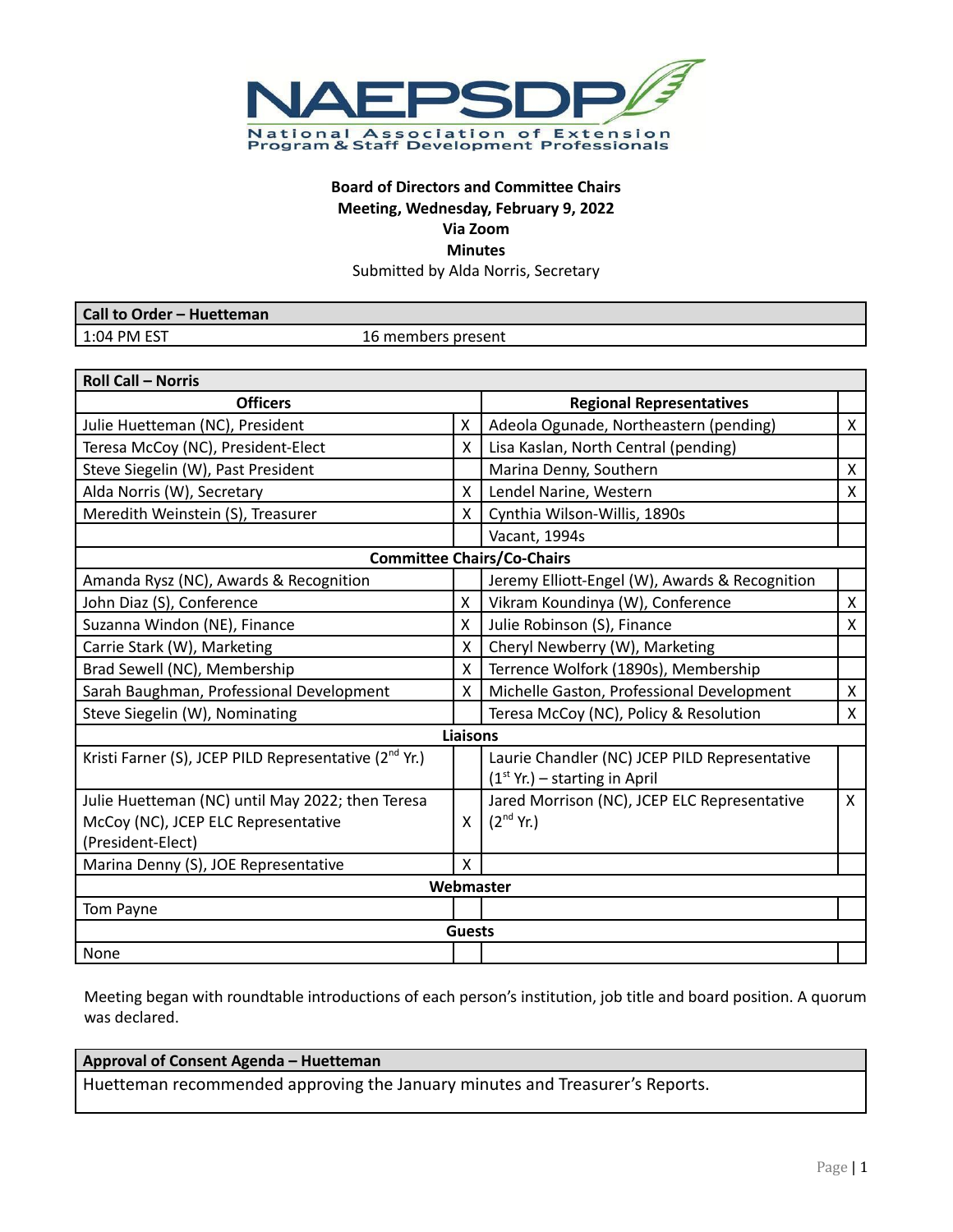NAEPSDP

National Association of Extension Program & Staff Development Professionals

**Board of Directors and Committee Chairs**
**Meeting, Wednesday, February 9, 2022**
**Via Zoom**
**Minutes**
Submitted by Alda Norris, Secretary

| **Call to Order – Huetteman** | |
|---|---|
| 1:04 PM EST | 16 members present |

| **Roll Call – Norris** | | | |
|---|---|---|---|
| **Officers** | | **Regional Representatives** | |
| Julie Huetteman (NC), President | X | Adeola Ogunade, Northeastern (pending) | X |
| Teresa McCoy (NC), President-Elect | X | Lisa Kaslan, North Central (pending) | |
| Steve Siegelin (W), Past President | | Marina Denny, Southern | X |
| Alda Norris (W), Secretary | X | Lendel Narine, Western | X |
| Meredith Weinstein (S), Treasurer | X | Cynthia Wilson-Willis, 1890s | |
| | | Vacant, 1994s | |
| **Committee Chairs/Co-Chairs** | | | |
| Amanda Rysz (NC), Awards & Recognition | | Jeremy Elliott-Engel (W), Awards & Recognition | |
| John Diaz (S), Conference | X | Vikram Koundinya (W), Conference | X |
| Suzanna Windon (NE), Finance | X | Julie Robinson (S), Finance | X |
| Carrie Stark (W), Marketing | X | Cheryl Newberry (W), Marketing | |
| Brad Sewell (NC), Membership | X | Terrence Wolfork (1890s), Membership | |
| Sarah Baughman, Professional Development | X | Michelle Gaston, Professional Development | X |
| Steve Siegelin (W), Nominating | | Teresa McCoy (NC), Policy & Resolution | X |
| **Liaisons** | | | |
| Kristi Farner (S), JCEP PILD Representative (2nd Yr.) | | Laurie Chandler (NC) JCEP PILD Representative (1st Yr.) – starting in April | |
| Julie Huetteman (NC) until May 2022; then Teresa McCoy (NC), JCEP ELC Representative (President-Elect) | X | Jared Morrison (NC), JCEP ELC Representative (2nd Yr.) | X |
| Marina Denny (S), JOE Representative | X | | |
| **Webmaster** | | | |
| Tom Payne | | | |
| **Guests** | | | |
| None | | | |

Meeting began with roundtable introductions of each person's institution, job title and board position. A quorum was declared.

| **Approval of Consent Agenda – Huetteman** |
|---|
| Huetteman recommended approving the January minutes and Treasurer's Reports. |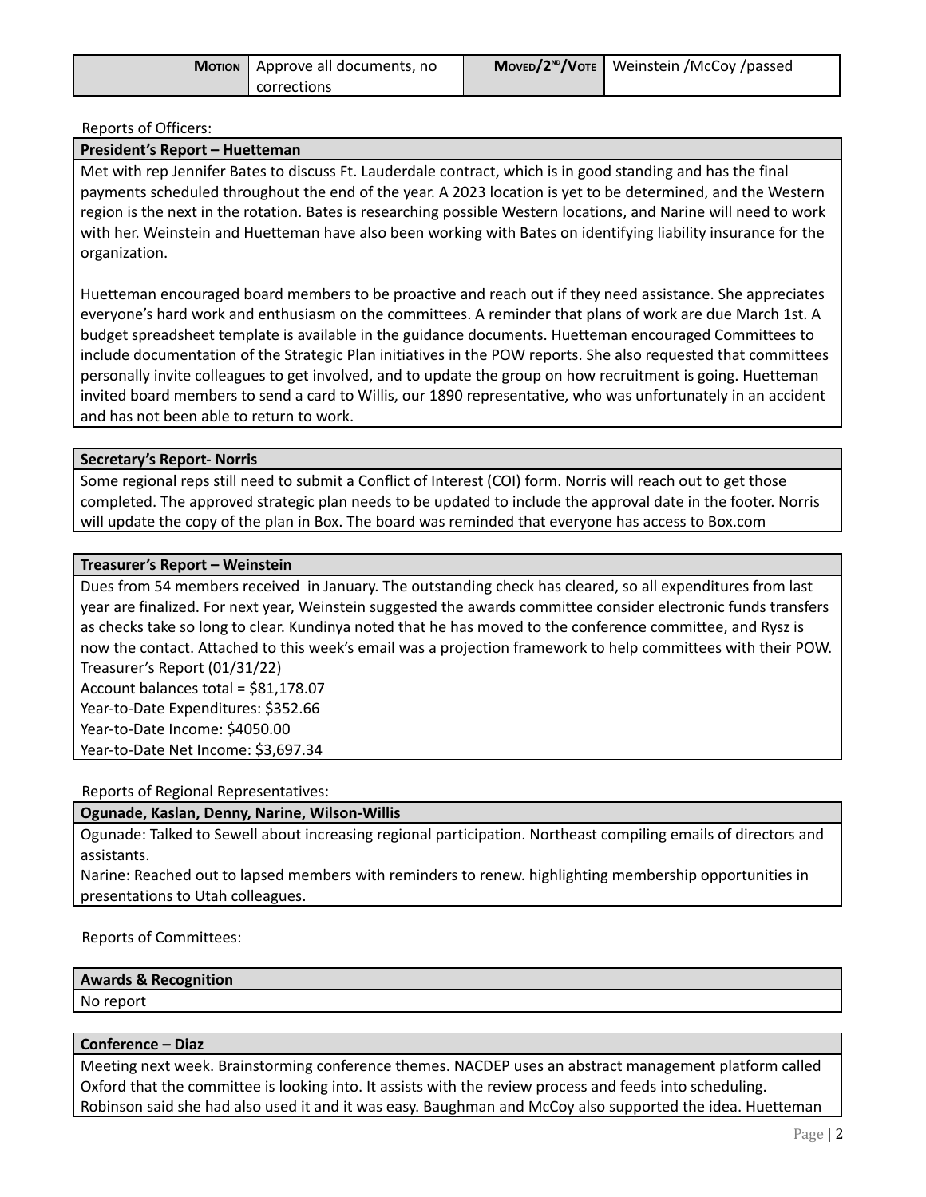| **Motion** | Approve all documents, no corrections | **Moved/2nd/Vote** | Weinstein /McCoy /passed |
|---|---|---|---|

Reports of Officers:

**President's Report – Huetteman**

Met with rep Jennifer Bates to discuss Ft. Lauderdale contract, which is in good standing and has the final payments scheduled throughout the end of the year. A 2023 location is yet to be determined, and the Western region is the next in the rotation. Bates is researching possible Western locations, and Narine will need to work with her. Weinstein and Huetteman have also been working with Bates on identifying liability insurance for the organization.

Huetteman encouraged board members to be proactive and reach out if they need assistance. She appreciates everyone's hard work and enthusiasm on the committees. A reminder that plans of work are due March 1st. A budget spreadsheet template is available in the guidance documents. Huetteman encouraged Committees to include documentation of the Strategic Plan initiatives in the POW reports. She also requested that committees personally invite colleagues to get involved, and to update the group on how recruitment is going. Huetteman invited board members to send a card to Willis, our 1890 representative, who was unfortunately in an accident and has not been able to return to work.

**Secretary's Report- Norris**

Some regional reps still need to submit a Conflict of Interest (COI) form. Norris will reach out to get those completed. The approved strategic plan needs to be updated to include the approval date in the footer. Norris will update the copy of the plan in Box. The board was reminded that everyone has access to Box.com

**Treasurer's Report – Weinstein**

Dues from 54 members received in January. The outstanding check has cleared, so all expenditures from last year are finalized. For next year, Weinstein suggested the awards committee consider electronic funds transfers as checks take so long to clear. Kundinya noted that he has moved to the conference committee, and Rysz is now the contact. Attached to this week's email was a projection framework to help committees with their POW.

Treasurer's Report (01/31/22)
Account balances total = $81,178.07
Year-to-Date Expenditures: $352.66
Year-to-Date Income: $4050.00
Year-to-Date Net Income: $3,697.34

Reports of Regional Representatives:

**Ogunade, Kaslan, Denny, Narine, Wilson-Willis**

Ogunade: Talked to Sewell about increasing regional participation. Northeast compiling emails of directors and assistants.

Narine: Reached out to lapsed members with reminders to renew. highlighting membership opportunities in presentations to Utah colleagues.

Reports of Committees:

**Awards & Recognition**

No report

**Conference – Diaz**

Meeting next week. Brainstorming conference themes. NACDEP uses an abstract management platform called Oxford that the committee is looking into. It assists with the review process and feeds into scheduling. Robinson said she had also used it and it was easy. Baughman and McCoy also supported the idea. Huetteman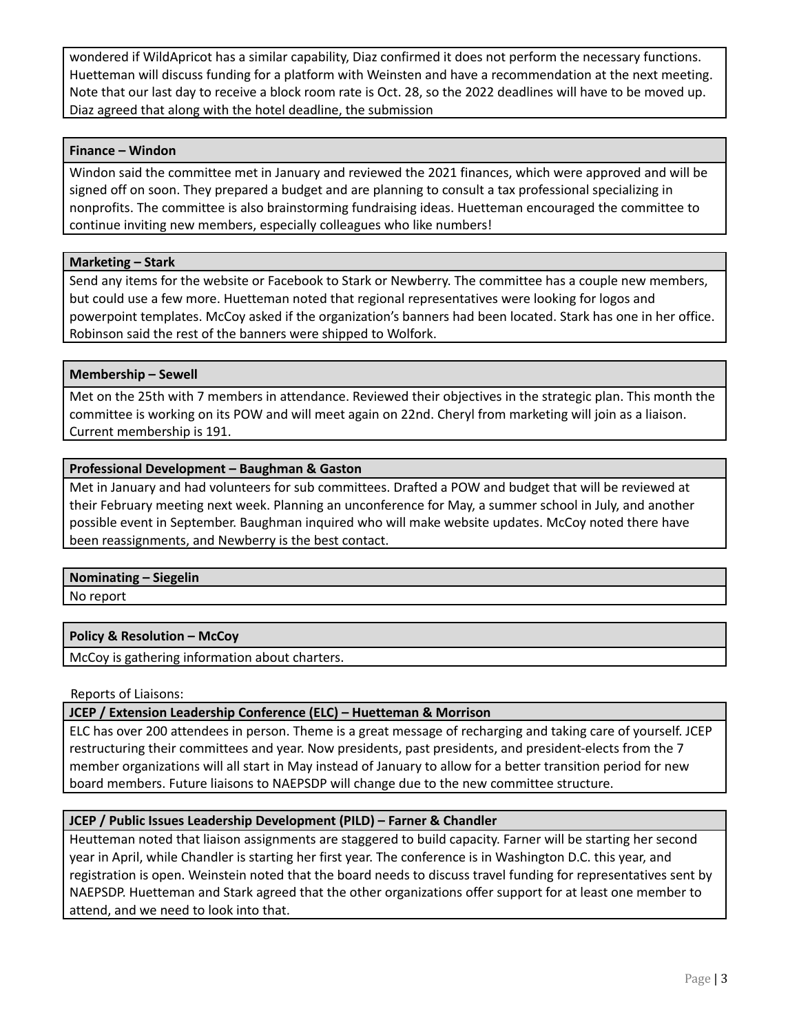wondered if WildApricot has a similar capability, Diaz confirmed it does not perform the necessary functions. Huetteman will discuss funding for a platform with Weinsten and have a recommendation at the next meeting. Note that our last day to receive a block room rate is Oct. 28, so the 2022 deadlines will have to be moved up. Diaz agreed that along with the hotel deadline, the submission

**Finance – Windon**

Windon said the committee met in January and reviewed the 2021 finances, which were approved and will be signed off on soon. They prepared a budget and are planning to consult a tax professional specializing in nonprofits. The committee is also brainstorming fundraising ideas. Huetteman encouraged the committee to continue inviting new members, especially colleagues who like numbers!

**Marketing – Stark**

Send any items for the website or Facebook to Stark or Newberry. The committee has a couple new members, but could use a few more. Huetteman noted that regional representatives were looking for logos and powerpoint templates. McCoy asked if the organization's banners had been located. Stark has one in her office. Robinson said the rest of the banners were shipped to Wolfork.

**Membership – Sewell**

Met on the 25th with 7 members in attendance. Reviewed their objectives in the strategic plan. This month the committee is working on its POW and will meet again on 22nd. Cheryl from marketing will join as a liaison. Current membership is 191.

**Professional Development – Baughman & Gaston**

Met in January and had volunteers for sub committees. Drafted a POW and budget that will be reviewed at their February meeting next week. Planning an unconference for May, a summer school in July, and another possible event in September. Baughman inquired who will make website updates. McCoy noted there have been reassignments, and Newberry is the best contact.

**Nominating – Siegelin**

No report

**Policy & Resolution – McCoy**

McCoy is gathering information about charters.

Reports of Liaisons:

**JCEP / Extension Leadership Conference (ELC) – Huetteman & Morrison**

ELC has over 200 attendees in person. Theme is a great message of recharging and taking care of yourself. JCEP restructuring their committees and year. Now presidents, past presidents, and president-elects from the 7 member organizations will all start in May instead of January to allow for a better transition period for new board members. Future liaisons to NAEPSDP will change due to the new committee structure.

**JCEP / Public Issues Leadership Development (PILD) – Farner & Chandler**

Heutteman noted that liaison assignments are staggered to build capacity. Farner will be starting her second year in April, while Chandler is starting her first year. The conference is in Washington D.C. this year, and registration is open. Weinstein noted that the board needs to discuss travel funding for representatives sent by NAEPSDP. Huetteman and Stark agreed that the other organizations offer support for at least one member to attend, and we need to look into that.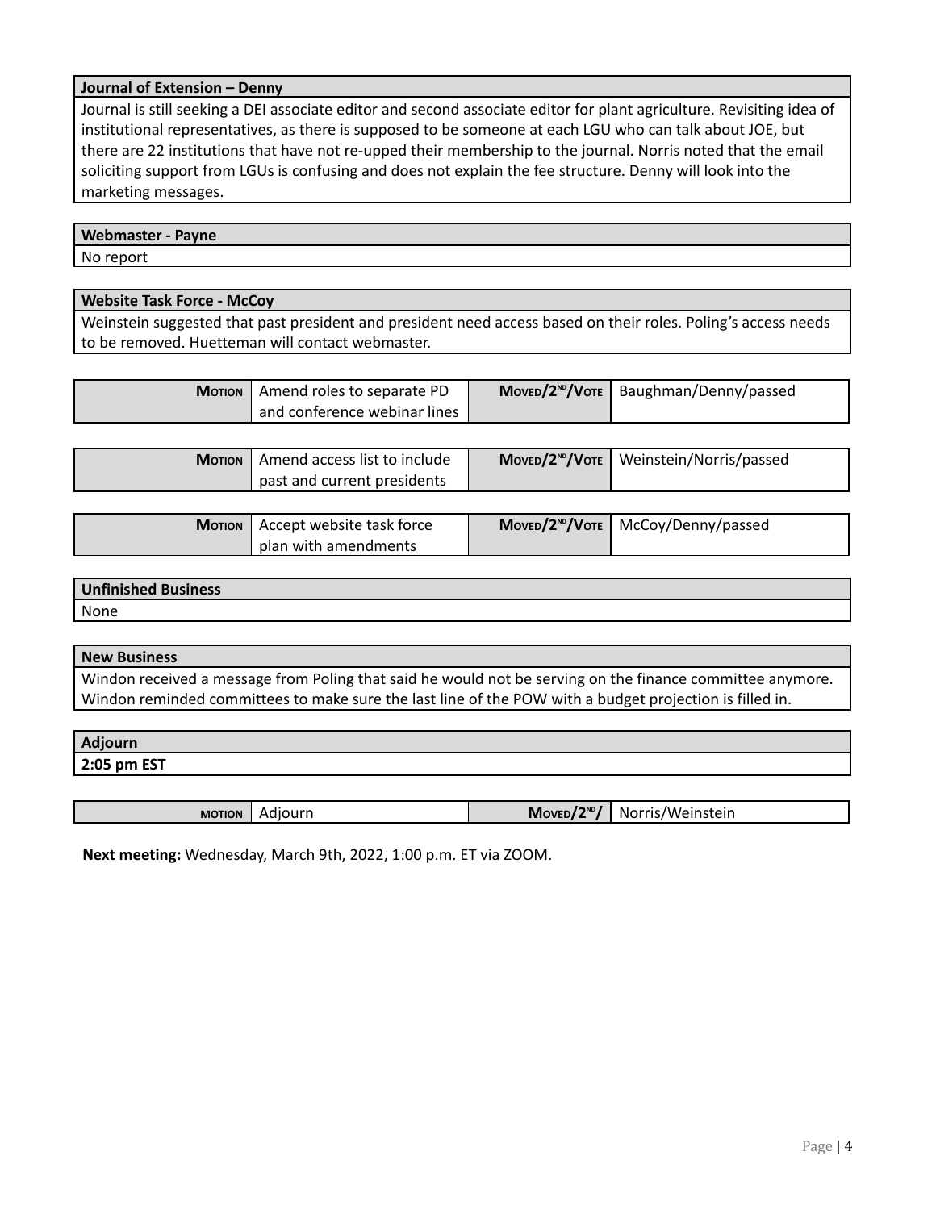**Journal of Extension – Denny**

Journal is still seeking a DEI associate editor and second associate editor for plant agriculture. Revisiting idea of institutional representatives, as there is supposed to be someone at each LGU who can talk about JOE, but there are 22 institutions that have not re-upped their membership to the journal. Norris noted that the email soliciting support from LGUs is confusing and does not explain the fee structure. Denny will look into the marketing messages.

**Webmaster - Payne**

No report

**Website Task Force - McCoy**

Weinstein suggested that past president and president need access based on their roles. Poling's access needs to be removed. Huetteman will contact webmaster.

| | | | |
|---|---|---|---|
| **MOTION** | Amend roles to separate PD and conference webinar lines | **MOVED/2ND/VOTE** | Baughman/Denny/passed |

| | | | |
|---|---|---|---|
| **MOTION** | Amend access list to include past and current presidents | **MOVED/2ND/VOTE** | Weinstein/Norris/passed |

| | | | |
|---|---|---|---|
| **MOTION** | Accept website task force plan with amendments | **MOVED/2ND/VOTE** | McCoy/Denny/passed |

**Unfinished Business**

None

**New Business**

Windon received a message from Poling that said he would not be serving on the finance committee anymore. Windon reminded committees to make sure the last line of the POW with a budget projection is filled in.

**Adjourn**

**2:05 pm EST**

| | | | |
|---|---|---|---|
| **MOTION** | Adjourn | **MOVED/2ND/** | Norris/Weinstein |

**Next meeting:** Wednesday, March 9th, 2022, 1:00 p.m. ET via ZOOM.